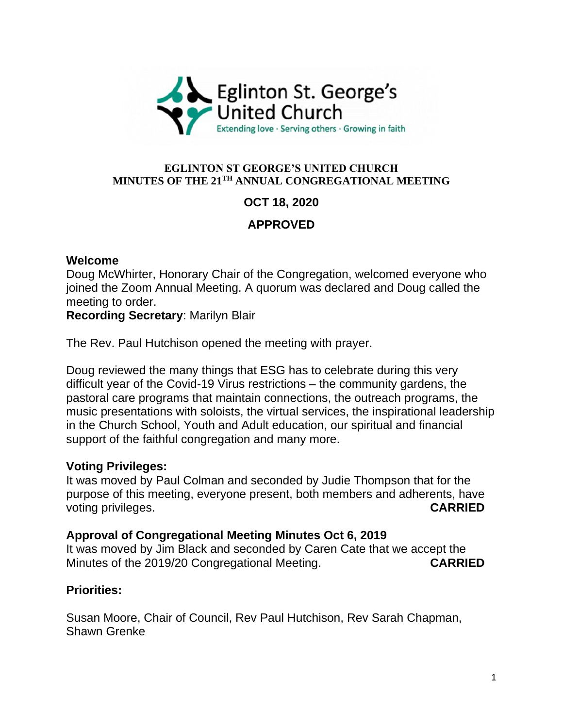Eglinton St. George's United Church

Extending love · Serving others · Growing in faith

# EGLINTON ST GEORGE'S UNITED CHURCH
## MINUTES OF THE 21TH ANNUAL CONGREGATIONAL MEETING

**OCT 18, 2020**

**APPROVED**

### Welcome

Doug McWhirter, Honorary Chair of the Congregation, welcomed everyone who joined the Zoom Annual Meeting. A quorum was declared and Doug called the meeting to order.

**Recording Secretary**: Marilyn Blair

The Rev. Paul Hutchison opened the meeting with prayer.

Doug reviewed the many things that ESG has to celebrate during this very difficult year of the Covid-19 Virus restrictions – the community gardens, the pastoral care programs that maintain connections, the outreach programs, the music presentations with soloists, the virtual services, the inspirational leadership in the Church School, Youth and Adult education, our spiritual and financial support of the faithful congregation and many more.

### Voting Privileges:

It was moved by Paul Colman and seconded by Judie Thompson that for the purpose of this meeting, everyone present, both members and adherents, have voting privileges. **CARRIED**

### Approval of Congregational Meeting Minutes Oct 6, 2019

It was moved by Jim Black and seconded by Caren Cate that we accept the Minutes of the 2019/20 Congregational Meeting. **CARRIED**

### Priorities:

Susan Moore, Chair of Council, Rev Paul Hutchison, Rev Sarah Chapman, Shawn Grenke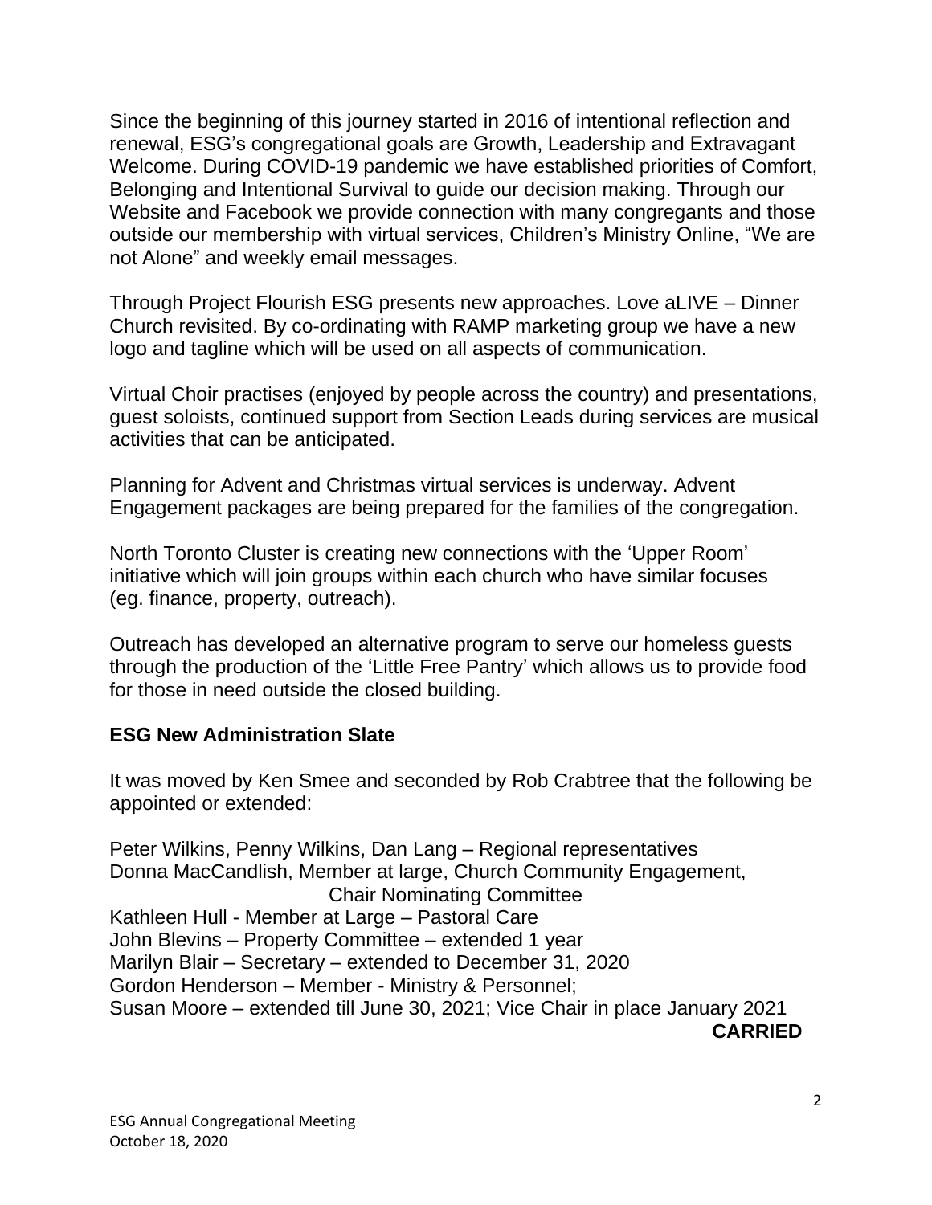Since the beginning of this journey started in 2016 of intentional reflection and renewal, ESG's congregational goals are Growth, Leadership and Extravagant Welcome. During COVID-19 pandemic we have established priorities of Comfort, Belonging and Intentional Survival to guide our decision making. Through our Website and Facebook we provide connection with many congregants and those outside our membership with virtual services, Children's Ministry Online, "We are not Alone" and weekly email messages.

Through Project Flourish ESG presents new approaches. Love aLIVE – Dinner Church revisited. By co-ordinating with RAMP marketing group we have a new logo and tagline which will be used on all aspects of communication.

Virtual Choir practises (enjoyed by people across the country) and presentations, guest soloists, continued support from Section Leads during services are musical activities that can be anticipated.

Planning for Advent and Christmas virtual services is underway. Advent Engagement packages are being prepared for the families of the congregation.

North Toronto Cluster is creating new connections with the 'Upper Room' initiative which will join groups within each church who have similar focuses (eg. finance, property, outreach).

Outreach has developed an alternative program to serve our homeless guests through the production of the 'Little Free Pantry' which allows us to provide food for those in need outside the closed building.

**ESG New Administration Slate**

It was moved by Ken Smee and seconded by Rob Crabtree that the following be appointed or extended:

Peter Wilkins, Penny Wilkins, Dan Lang – Regional representatives
Donna MacCandlish, Member at large, Church Community Engagement, Chair Nominating Committee
Kathleen Hull - Member at Large – Pastoral Care
John Blevins – Property Committee – extended 1 year
Marilyn Blair – Secretary – extended to December 31, 2020
Gordon Henderson – Member - Ministry & Personnel;
Susan Moore – extended till June 30, 2021; Vice Chair in place January 2021

**CARRIED**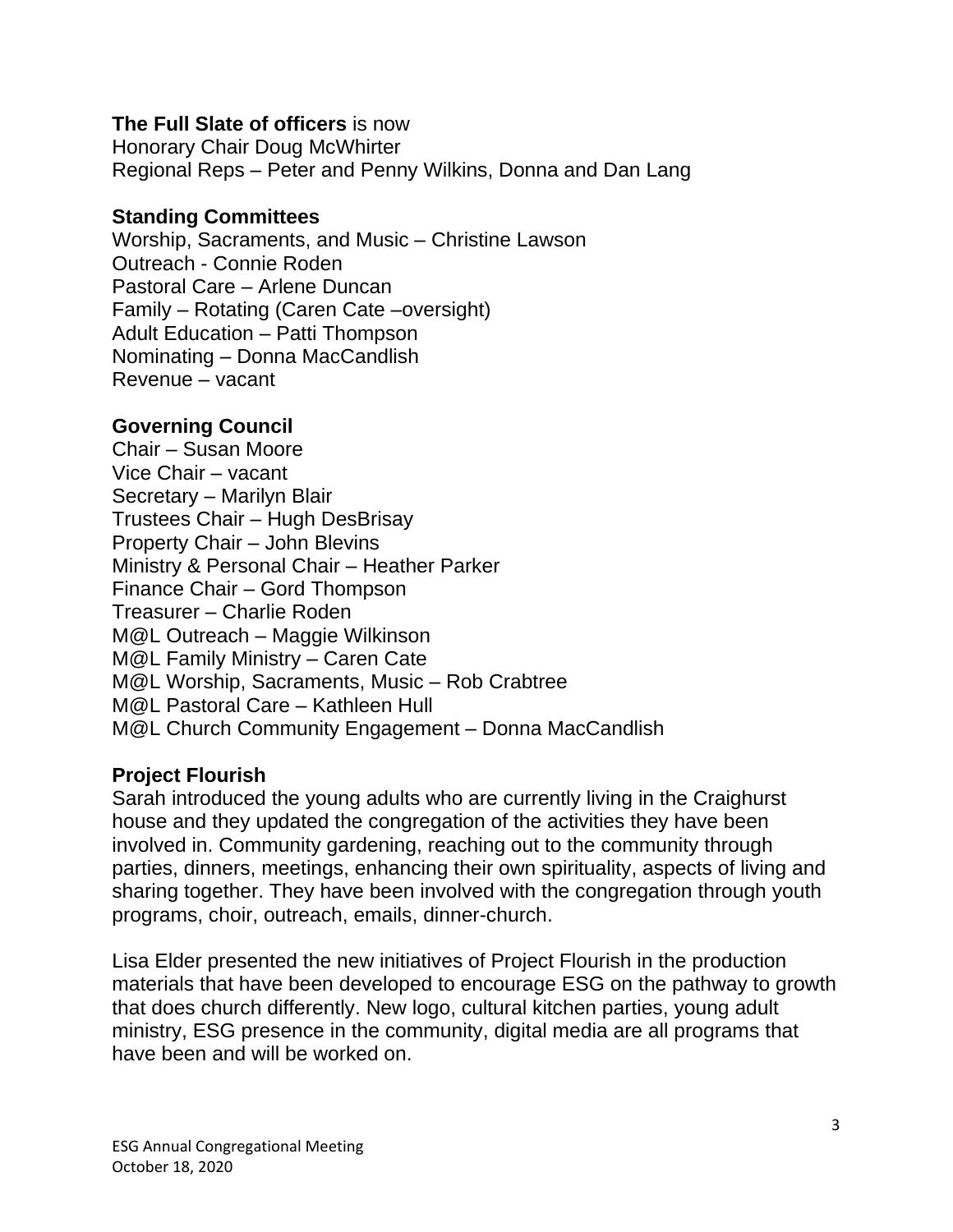**The Full Slate of officers** is now
Honorary Chair Doug McWhirter
Regional Reps – Peter and Penny Wilkins, Donna and Dan Lang

**Standing Committees**
Worship, Sacraments, and Music – Christine Lawson
Outreach - Connie Roden
Pastoral Care – Arlene Duncan
Family – Rotating (Caren Cate –oversight)
Adult Education – Patti Thompson
Nominating – Donna MacCandlish
Revenue – vacant

**Governing Council**
Chair – Susan Moore
Vice Chair – vacant
Secretary – Marilyn Blair
Trustees Chair – Hugh DesBrisay
Property Chair – John Blevins
Ministry & Personal Chair – Heather Parker
Finance Chair – Gord Thompson
Treasurer – Charlie Roden
M@L Outreach – Maggie Wilkinson
M@L Family Ministry – Caren Cate
M@L Worship, Sacraments, Music – Rob Crabtree
M@L Pastoral Care – Kathleen Hull
M@L Church Community Engagement – Donna MacCandlish

**Project Flourish**
Sarah introduced the young adults who are currently living in the Craighurst house and they updated the congregation of the activities they have been involved in. Community gardening, reaching out to the community through parties, dinners, meetings, enhancing their own spirituality, aspects of living and sharing together. They have been involved with the congregation through youth programs, choir, outreach, emails, dinner-church.

Lisa Elder presented the new initiatives of Project Flourish in the production materials that have been developed to encourage ESG on the pathway to growth that does church differently. New logo, cultural kitchen parties, young adult ministry, ESG presence in the community, digital media are all programs that have been and will be worked on.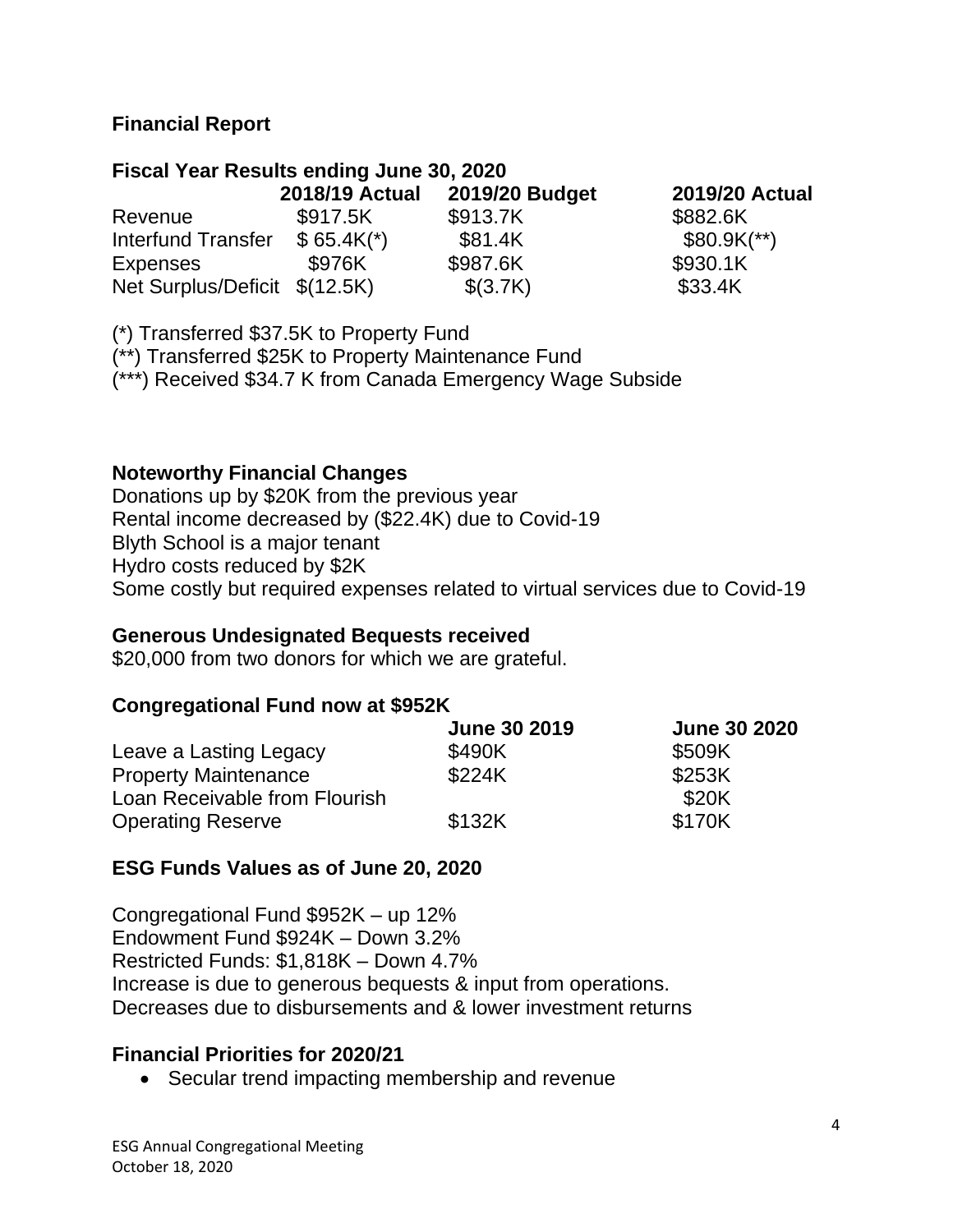## Financial Report

### Fiscal Year Results ending June 30, 2020

| | 2018/19 Actual | 2019/20 Budget | 2019/20 Actual |
|---|---|---|---|
| Revenue | $917.5K | $913.7K | $882.6K |
| Interfund Transfer | $ 65.4K(*) | $81.4K | $80.9K(**) |
| Expenses | $976K | $987.6K | $930.1K |
| Net Surplus/Deficit | $(12.5K) | $(3.7K) | $33.4K |

(*) Transferred $37.5K to Property Fund
(**) Transferred $25K to Property Maintenance Fund
(***) Received $34.7 K from Canada Emergency Wage Subside

### Noteworthy Financial Changes

Donations up by $20K from the previous year
Rental income decreased by ($22.4K) due to Covid-19
Blyth School is a major tenant
Hydro costs reduced by $2K
Some costly but required expenses related to virtual services due to Covid-19

### Generous Undesignated Bequests received

$20,000 from two donors for which we are grateful.

### Congregational Fund now at $952K

| | June 30 2019 | June 30 2020 |
|---|---|---|
| Leave a Lasting Legacy | $490K | $509K |
| Property Maintenance | $224K | $253K |
| Loan Receivable from Flourish | | $20K |
| Operating Reserve | $132K | $170K |

### ESG Funds Values as of June 20, 2020

Congregational Fund $952K – up 12%
Endowment Fund $924K – Down 3.2%
Restricted Funds: $1,818K – Down 4.7%
Increase is due to generous bequests & input from operations.
Decreases due to disbursements and & lower investment returns

### Financial Priorities for 2020/21

- Secular trend impacting membership and revenue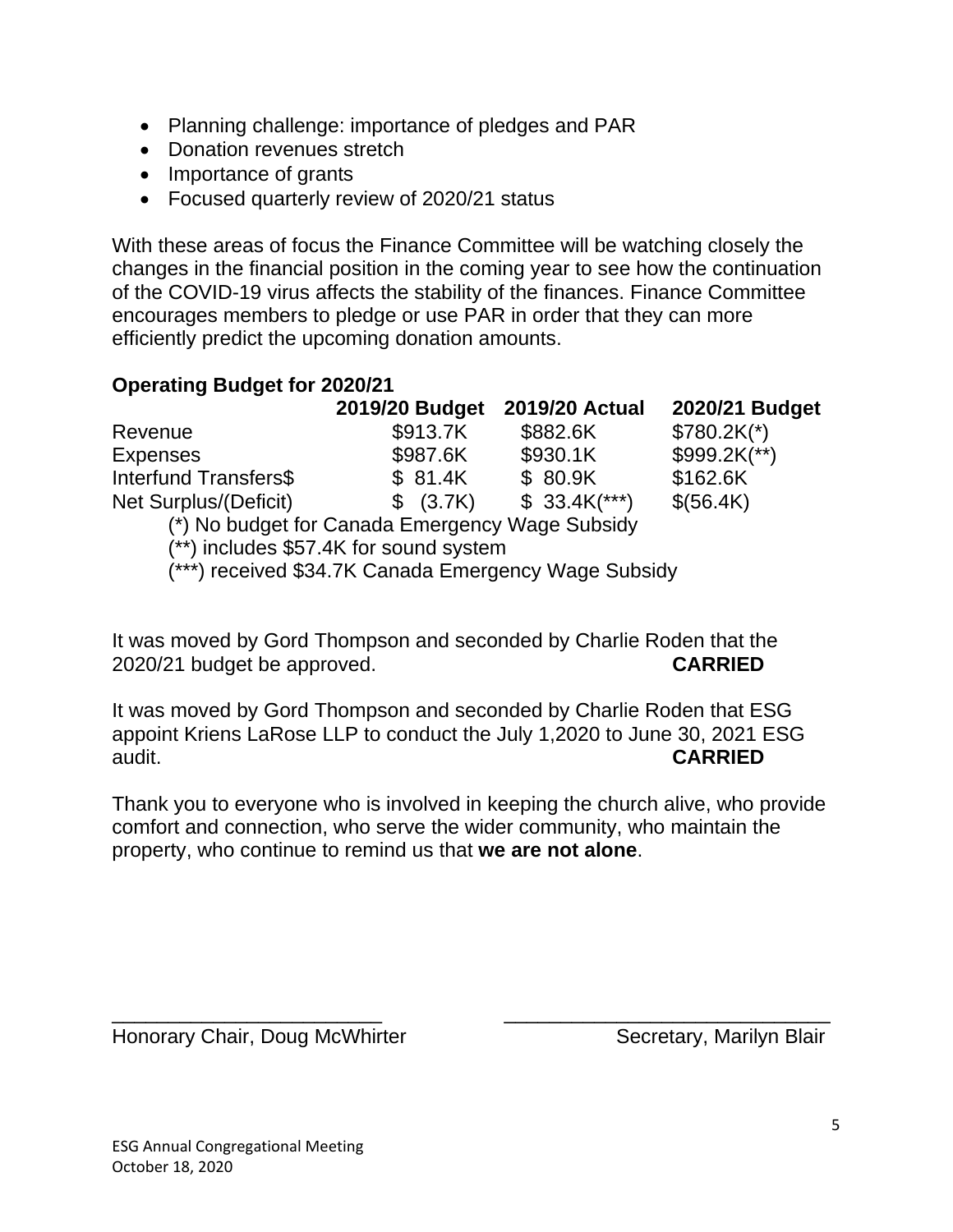- Planning challenge: importance of pledges and PAR
- Donation revenues stretch
- Importance of grants
- Focused quarterly review of 2020/21 status

With these areas of focus the Finance Committee will be watching closely the changes in the financial position in the coming year to see how the continuation of the COVID-19 virus affects the stability of the finances. Finance Committee encourages members to pledge or use PAR in order that they can more efficiently predict the upcoming donation amounts.

**Operating Budget for 2020/21**

| | 2019/20 Budget | 2019/20 Actual | 2020/21 Budget |
|---|---|---|---|
| Revenue | $913.7K | $882.6K | $780.2K(*) |
| Expenses | $987.6K | $930.1K | $999.2K(**) |
| Interfund Transfers$ | $ 81.4K | $ 80.9K | $162.6K |
| Net Surplus/(Deficit) | $ (3.7K) | $ 33.4K(***) | $(56.4K) |

(*) No budget for Canada Emergency Wage Subsidy
(**) includes $57.4K for sound system
(***) received $34.7K Canada Emergency Wage Subsidy

It was moved by Gord Thompson and seconded by Charlie Roden that the 2020/21 budget be approved. **CARRIED**

It was moved by Gord Thompson and seconded by Charlie Roden that ESG appoint Kriens LaRose LLP to conduct the July 1,2020 to June 30, 2021 ESG audit. **CARRIED**

Thank you to everyone who is involved in keeping the church alive, who provide comfort and connection, who serve the wider community, who maintain the property, who continue to remind us that **we are not alone**.

_________________________ _____________________________

Honorary Chair, Doug McWhirter Secretary, Marilyn Blair